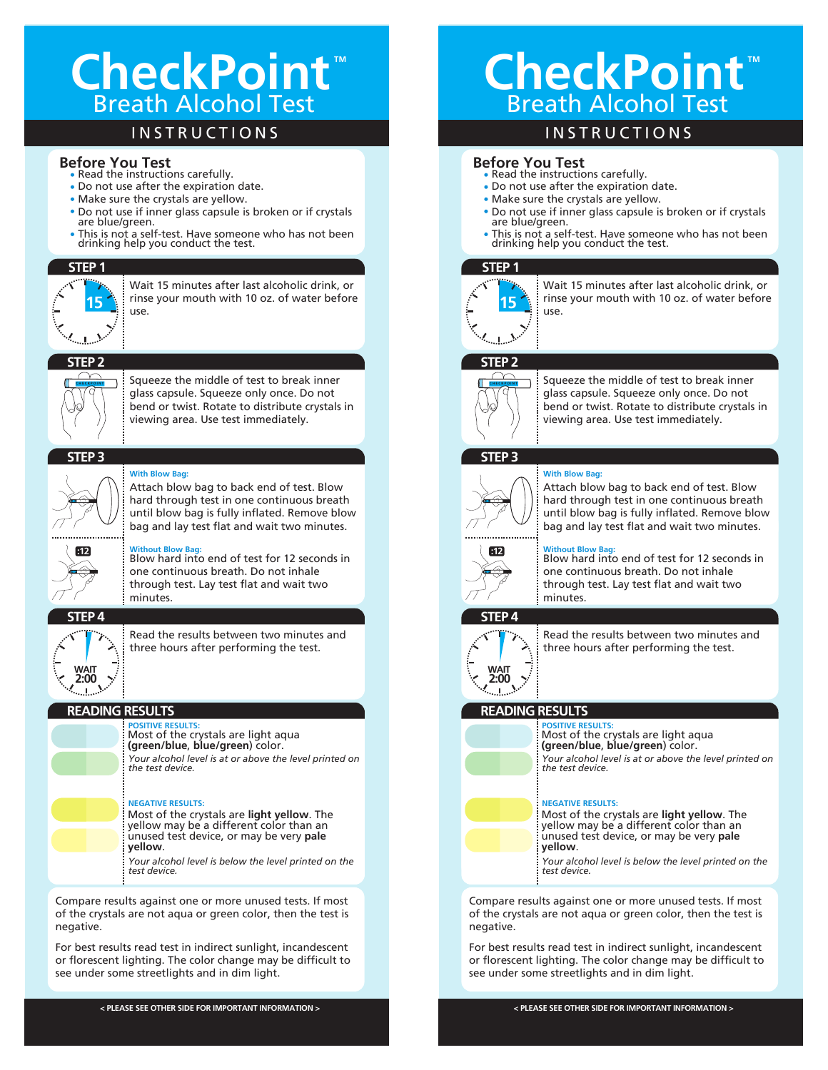# CheckPoint™

## Breath Alcohol Test

### INSTRUCTIONS

### Before You Test

- Read the instructions carefully.
- Do not use after the expiration date.
- Make sure the crystals are yellow.
- Do not use if inner glass capsule is broken or if crystals are blue/green.
- This is not a self-test. Have someone who has not been drinking help you conduct the test.

### STEP 1

Wait 15 minutes after last alcoholic drink, or rinse your mouth with 10 oz. of water before use.

### STEP 2

Squeeze the middle of test to break inner glass capsule. Squeeze only once. Do not bend or twist. Rotate to distribute crystals in viewing area. Use test immediately.

### STEP 3

**With Blow Bag:**
Attach blow bag to back end of test. Blow hard through test in one continuous breath until blow bag is fully inflated. Remove blow bag and lay test flat and wait two minutes.

**Without Blow Bag:**
Blow hard into end of test for 12 seconds in one continuous breath. Do not inhale through test. Lay test flat and wait two minutes.

### STEP 4

Read the results between two minutes and three hours after performing the test.

### READING RESULTS

**POSITIVE RESULTS:**
Most of the crystals are light aqua **(green/blue, blue/green)** color.

*Your alcohol level is at or above the level printed on the test device.*

**NEGATIVE RESULTS:**
Most of the crystals are **light yellow**. The yellow may be a different color than an unused test device, or may be very **pale yellow**.

*Your alcohol level is below the level printed on the test device.*

Compare results against one or more unused tests. If most of the crystals are not aqua or green color, then the test is negative.

For best results read test in indirect sunlight, incandescent or florescent lighting. The color change may be difficult to see under some streetlights and in dim light.

< PLEASE SEE OTHER SIDE FOR IMPORTANT INFORMATION >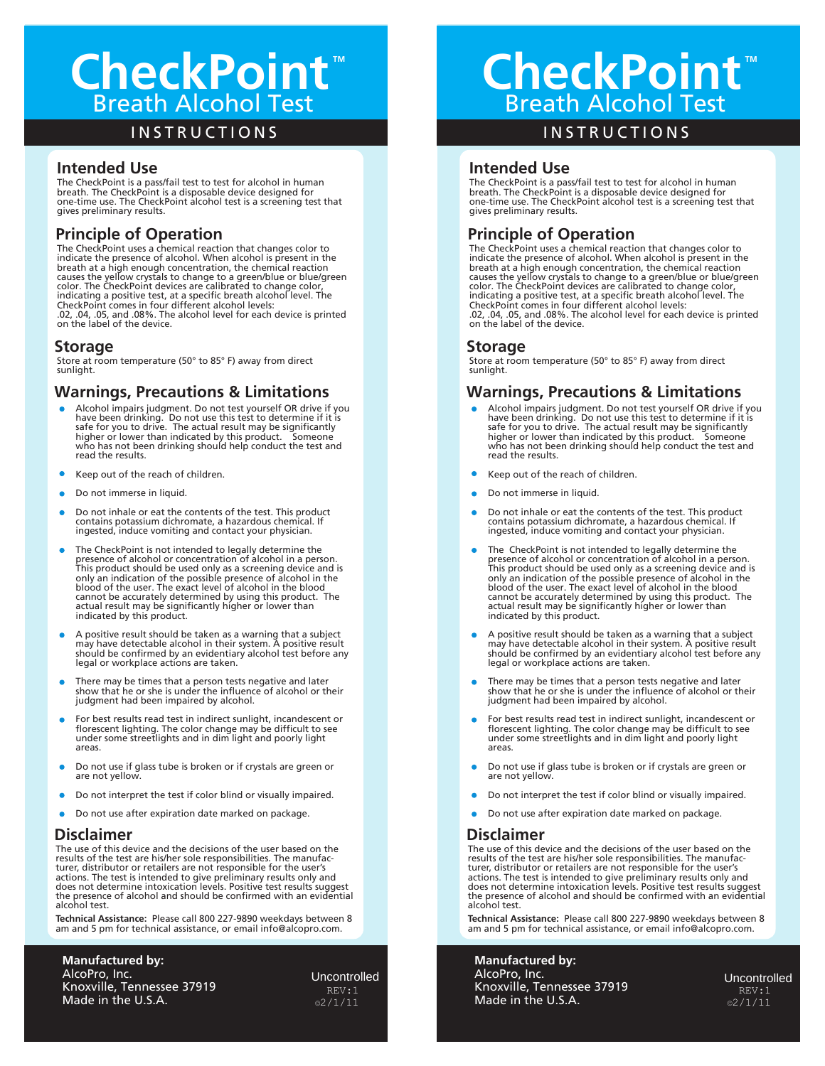# CheckPoint™

## Breath Alcohol Test

### INSTRUCTIONS

### Intended Use

The CheckPoint is a pass/fail test to test for alcohol in human breath. The CheckPoint is a disposable device designed for one-time use. The CheckPoint alcohol test is a screening test that gives preliminary results.

### Principle of Operation

The CheckPoint uses a chemical reaction that changes color to indicate the presence of alcohol. When alcohol is present in the breath at a high enough concentration, the chemical reaction causes the yellow crystals to change to a green/blue or blue/green color. The CheckPoint devices are calibrated to change color, indicating a positive test, at a specific breath alcohol level. The CheckPoint comes in four different alcohol levels:
.02, .04, .05, and .08%. The alcohol level for each device is printed on the label of the device.

### Storage

Store at room temperature (50° to 85° F) away from direct sunlight.

### Warnings, Precautions & Limitations

- Alcohol impairs judgment. Do not test yourself OR drive if you have been drinking. Do not use this test to determine if it is safe for you to drive. The actual result may be significantly higher or lower than indicated by this product. Someone who has not been drinking should help conduct the test and read the results.
- Keep out of the reach of children.
- Do not immerse in liquid.
- Do not inhale or eat the contents of the test. This product contains potassium dichromate, a hazardous chemical. If ingested, induce vomiting and contact your physician.
- The CheckPoint is not intended to legally determine the presence of alcohol or concentration of alcohol in a person. This product should be used only as a screening device and is only an indication of the possible presence of alcohol in the blood of the user. The exact level of alcohol in the blood cannot be accurately determined by using this product. The actual result may be significantly higher or lower than indicated by this product.
- A positive result should be taken as a warning that a subject may have detectable alcohol in their system. A positive result should be confirmed by an evidentiary alcohol test before any legal or workplace actions are taken.
- There may be times that a person tests negative and later show that he or she is under the influence of alcohol or their judgment had been impaired by alcohol.
- For best results read test in indirect sunlight, incandescent or florescent lighting. The color change may be difficult to see under some streetlights and in dim light and poorly light areas.
- Do not use if glass tube is broken or if crystals are green or are not yellow.
- Do not interpret the test if color blind or visually impaired.
- Do not use after expiration date marked on package.

### Disclaimer

The use of this device and the decisions of the user based on the results of the test are his/her sole responsibilities. The manufacturer, distributor or retailers are not responsible for the user's actions. The test is intended to give preliminary results only and does not determine intoxication levels. Positive test results suggest the presence of alcohol and should be confirmed with an evidential alcohol test.

**Technical Assistance:** Please call 800 227-9890 weekdays between 8 am and 5 pm for technical assistance, or email info@alcopro.com.

**Manufactured by:**
AlcoPro, Inc.
Knoxville, Tennessee 37919
Made in the U.S.A.

Uncontrolled
REV:1
©2/1/11

# CheckPoint™

## Breath Alcohol Test

### INSTRUCTIONS

### Intended Use

The CheckPoint is a pass/fail test to test for alcohol in human breath. The CheckPoint is a disposable device designed for one-time use. The CheckPoint alcohol test is a screening test that gives preliminary results.

### Principle of Operation

The CheckPoint uses a chemical reaction that changes color to indicate the presence of alcohol. When alcohol is present in the breath at a high enough concentration, the chemical reaction causes the yellow crystals to change to a green/blue or blue/green color. The CheckPoint devices are calibrated to change color, indicating a positive test, at a specific breath alcohol level. The CheckPoint comes in four different alcohol levels:
.02, .04, .05, and .08%. The alcohol level for each device is printed on the label of the device.

### Storage

Store at room temperature (50° to 85° F) away from direct sunlight.

### Warnings, Precautions & Limitations

- Alcohol impairs judgment. Do not test yourself OR drive if you have been drinking. Do not use this test to determine if it is safe for you to drive. The actual result may be significantly higher or lower than indicated by this product. Someone who has not been drinking should help conduct the test and read the results.
- Keep out of the reach of children.
- Do not immerse in liquid.
- Do not inhale or eat the contents of the test. This product contains potassium dichromate, a hazardous chemical. If ingested, induce vomiting and contact your physician.
- The CheckPoint is not intended to legally determine the presence of alcohol or concentration of alcohol in a person. This product should be used only as a screening device and is only an indication of the possible presence of alcohol in the blood of the user. The exact level of alcohol in the blood cannot be accurately determined by using this product. The actual result may be significantly higher or lower than indicated by this product.
- A positive result should be taken as a warning that a subject may have detectable alcohol in their system. A positive result should be confirmed by an evidentiary alcohol test before any legal or workplace actions are taken.
- There may be times that a person tests negative and later show that he or she is under the influence of alcohol or their judgment had been impaired by alcohol.
- For best results read test in indirect sunlight, incandescent or florescent lighting. The color change may be difficult to see under some streetlights and in dim light and poorly light areas.
- Do not use if glass tube is broken or if crystals are green or are not yellow.
- Do not interpret the test if color blind or visually impaired.
- Do not use after expiration date marked on package.

### Disclaimer

The use of this device and the decisions of the user based on the results of the test are his/her sole responsibilities. The manufacturer, distributor or retailers are not responsible for the user's actions. The test is intended to give preliminary results only and does not determine intoxication levels. Positive test results suggest the presence of alcohol and should be confirmed with an evidential alcohol test.

**Technical Assistance:** Please call 800 227-9890 weekdays between 8 am and 5 pm for technical assistance, or email info@alcopro.com.

**Manufactured by:**
AlcoPro, Inc.
Knoxville, Tennessee 37919
Made in the U.S.A.

Uncontrolled
REV:1
©2/1/11